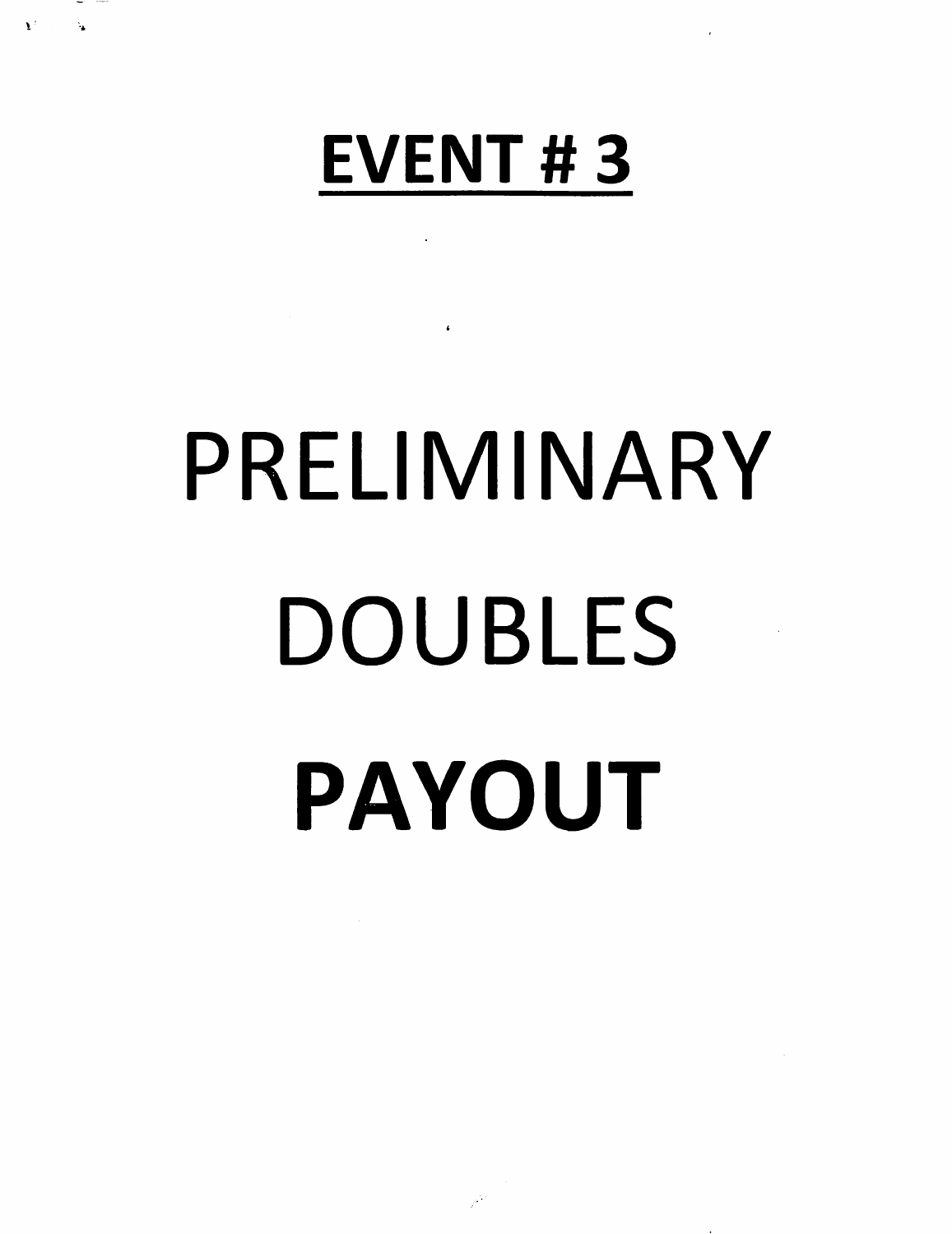# EVENT # 3

PRELIMINARY

DOUBLES

**PAYOUT**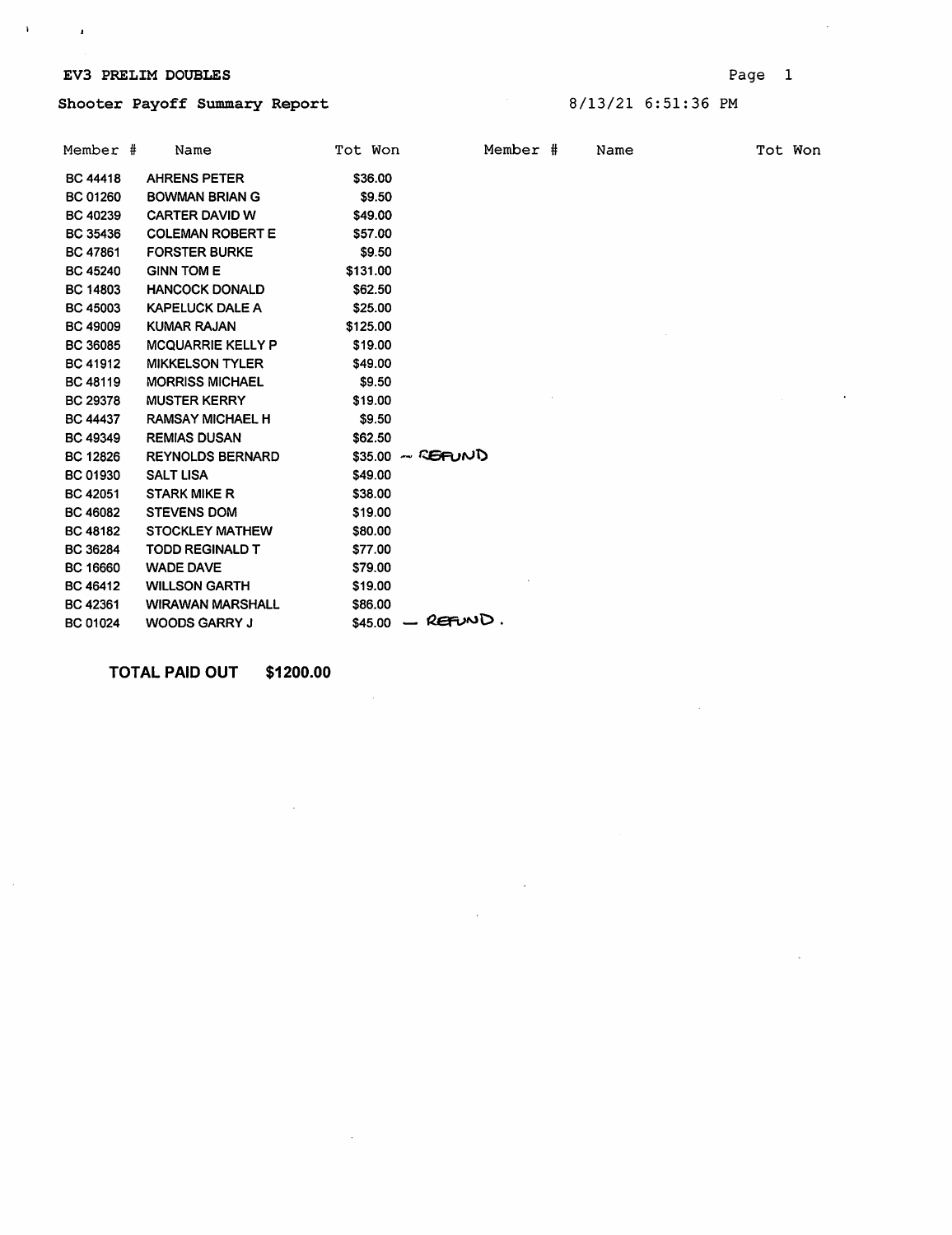**EV3 PRELIM DOUBLES**

**Shooter Payoff Summary Report**

8/13/21 6:51:36 PM

| Member # | Name | Tot Won | Member # | Name | Tot Won |
|---|---|---|---|---|---|
| BC 44418 | AHRENS PETER | $36.00 | | | |
| BC 01260 | BOWMAN BRIAN G | $9.50 | | | |
| BC 40239 | CARTER DAVID W | $49.00 | | | |
| BC 35436 | COLEMAN ROBERT E | $57.00 | | | |
| BC 47861 | FORSTER BURKE | $9.50 | | | |
| BC 45240 | GINN TOM E | $131.00 | | | |
| BC 14803 | HANCOCK DONALD | $62.50 | | | |
| BC 45003 | KAPELUCK DALE A | $25.00 | | | |
| BC 49009 | KUMAR RAJAN | $125.00 | | | |
| BC 36085 | MCQUARRIE KELLY P | $19.00 | | | |
| BC 41912 | MIKKELSON TYLER | $49.00 | | | |
| BC 48119 | MORRISS MICHAEL | $9.50 | | | |
| BC 29378 | MUSTER KERRY | $19.00 | | | |
| BC 44437 | RAMSAY MICHAEL H | $9.50 | | | |
| BC 49349 | REMIAS DUSAN | $62.50 | | | |
| BC 12826 | REYNOLDS BERNARD | $35.00 – REFUND | | | |
| BC 01930 | SALT LISA | $49.00 | | | |
| BC 42051 | STARK MIKE R | $38.00 | | | |
| BC 46082 | STEVENS DOM | $19.00 | | | |
| BC 48182 | STOCKLEY MATHEW | $80.00 | | | |
| BC 36284 | TODD REGINALD T | $77.00 | | | |
| BC 16660 | WADE DAVE | $79.00 | | | |
| BC 46412 | WILLSON GARTH | $19.00 | | | |
| BC 42361 | WIRAWAN MARSHALL | $86.00 | | | |
| BC 01024 | WOODS GARRY J | $45.00 — REFUND. | | | |

**TOTAL PAID OUT $1200.00**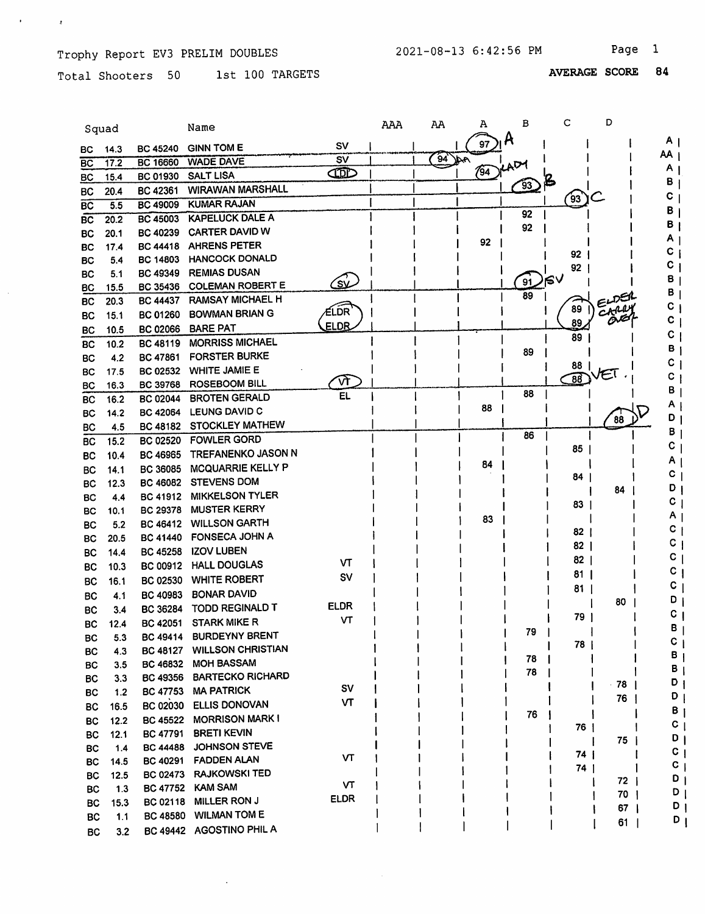Trophy Report EV3 PRELIM DOUBLES 2021-08-13 6:42:56 PM

Total Shooters 50 1st 100 TARGETS **AVERAGE SCORE 84**

| | Squad | | Name | | AAA | AA | A | B | C | D | |
|---|---|---|---|---|---|---|---|---|---|---|---|
| BC | 14.3 | BC 45240 | GINN TOM E | SV | | | 97 A | | | | A |
| BC | 17.2 | BC 16660 | WADE DAVE | SV | | 94 AA | | | | | AA |
| BC | 15.4 | BC 01930 | SALT LISA | LDI | | | 94 LADY | | | | A |
| BC | 20.4 | BC 42361 | WIRAWAN MARSHALL | | | | | 93 B | | | B |
| BC | 5.5 | BC 49009 | KUMAR RAJAN | | | | | | 93 C | | C |
| BC | 20.2 | BC 45003 | KAPELUCK DALE A | | | | | 92 | | | B |
| BC | 20.1 | BC 40239 | CARTER DAVID W | | | | | 92 | | | B |
| BC | 17.4 | BC 44418 | AHRENS PETER | | | | 92 | | | | A |
| BC | 5.4 | BC 14803 | HANCOCK DONALD | | | | | | 92 | | C |
| BC | 5.1 | BC 49349 | REMIAS DUSAN | | | | | | 92 | | C |
| BC | 15.5 | BC 35436 | COLEMAN ROBERT E | SV | | | | 91 SV | | | B |
| BC | 20.3 | BC 44437 | RAMSAY MICHAEL H | | | | | 89 | | | B |
| BC | 15.1 | BC 01260 | BOWMAN BRIAN G | ELDR | | | | | 89 ELDER CARRY OVER | | C |
| BC | 10.5 | BC 02066 | BARE PAT | ELDR | | | | | 89 | | C |
| BC | 10.2 | BC 48119 | MORRISS MICHAEL | | | | | | 89 | | C |
| BC | 4.2 | BC 47861 | FORSTER BURKE | | | | | 89 | | | B |
| BC | 17.5 | BC 02532 | WHITE JAMIE E | | | | | | 88 | | C |
| BC | 16.3 | BC 39768 | ROSEBOOM BILL | VT | | | | | 88 VET | | C |
| BC | 16.2 | BC 02044 | BROTEN GERALD | EL | | | | 88 | | | B |
| BC | 14.2 | BC 42064 | LEUNG DAVID C | | | | 88 | | | | A |
| BC | 4.5 | BC 48182 | STOCKLEY MATHEW | | | | | | | 88 D | D |
| BC | 15.2 | BC 02520 | FOWLER GORD | | | | | 86 | | | B |
| BC | 10.4 | BC 46965 | TREFANENKO JASON N | | | | | | 85 | | C |
| BC | 14.1 | BC 36085 | MCQUARRIE KELLY P | | | | 84 | | | | A |
| BC | 12.3 | BC 46082 | STEVENS DOM | | | | | | 84 | | C |
| BC | 4.4 | BC 41912 | MIKKELSON TYLER | | | | | | | 84 | D |
| BC | 10.1 | BC 29378 | MUSTER KERRY | | | | | | 83 | | C |
| BC | 5.2 | BC 46412 | WILLSON GARTH | | | | 83 | | | | A |
| BC | 20.5 | BC 41440 | FONSECA JOHN A | | | | | | 82 | | C |
| BC | 14.4 | BC 45258 | IZOV LUBEN | | | | | | 82 | | C |
| BC | 10.3 | BC 00912 | HALL DOUGLAS | VT | | | | | 82 | | C |
| BC | 16.1 | BC 02530 | WHITE ROBERT | SV | | | | | 81 | | C |
| BC | 4.1 | BC 40983 | BONAR DAVID | | | | | | 81 | | C |
| BC | 3.4 | BC 36284 | TODD REGINALD T | ELDR | | | | | | 80 | D |
| BC | 12.4 | BC 42051 | STARK MIKE R | VT | | | | | 79 | | C |
| BC | 5.3 | BC 49414 | BURDEYNY BRENT | | | | | 79 | | | B |
| BC | 4.3 | BC 48127 | WILLSON CHRISTIAN | | | | | | 78 | | C |
| BC | 3.5 | BC 46832 | MOH BASSAM | | | | | 78 | | | B |
| BC | 3.3 | BC 49356 | BARTECKO RICHARD | | | | | 78 | | | B |
| BC | 1.2 | BC 47753 | MA PATRICK | SV | | | | | | 78 | D |
| BC | 16.5 | BC 02030 | ELLIS DONOVAN | VT | | | | | | 76 | D |
| BC | 12.2 | BC 45522 | MORRISON MARK I | | | | | 76 | | | B |
| BC | 12.1 | BC 47791 | BRETI KEVIN | | | | | | 76 | | C |
| BC | 1.4 | BC 44488 | JOHNSON STEVE | | | | | | | 75 | D |
| BC | 14.5 | BC 40291 | FADDEN ALAN | VT | | | | | 74 | | C |
| BC | 12.5 | BC 02473 | RAJKOWSKI TED | | | | | | 74 | | C |
| BC | 1.3 | BC 47752 | KAM SAM | VT | | | | | | 72 | D |
| BC | 15.3 | BC 02118 | MILLER RON J | ELDR | | | | | | 70 | D |
| BC | 1.1 | BC 48580 | WILMAN TOM E | | | | | | | 67 | D |
| BC | 3.2 | BC 49442 | AGOSTINO PHIL A | | | | | | | 61 | D |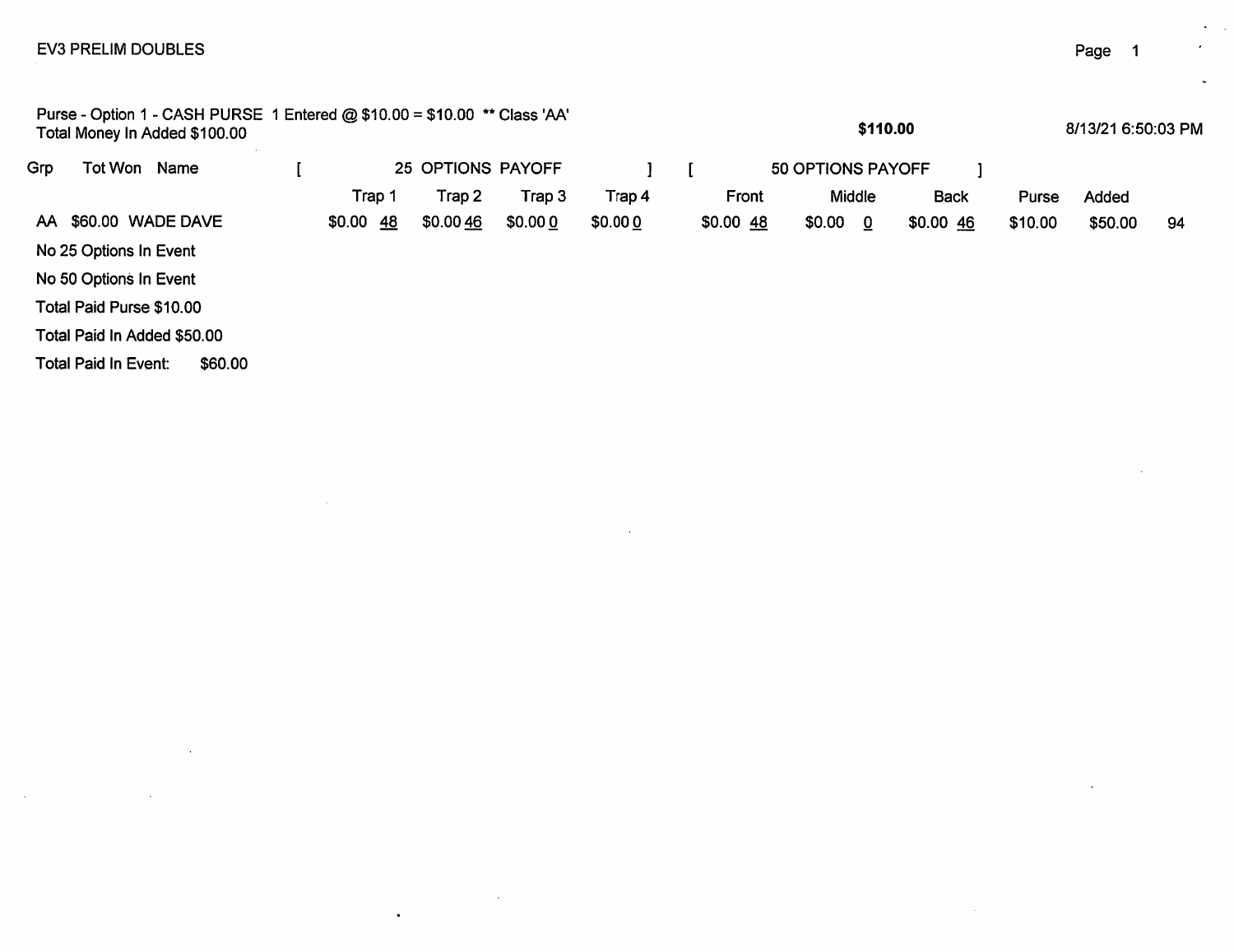EV3 PRELIM DOUBLES

Purse - Option 1 - CASH PURSE 1 Entered @ $10.00 = $10.00 ** Class 'AA'
Total Money In Added $100.00

**$110.00**

8/13/21 6:50:03 PM

| Grp | Tot Won | Name | [ 25 OPTIONS PAYOFF ] | | | | [ 50 OPTIONS PAYOFF ] | | | | | |
|---|---|---|---|---|---|---|---|---|---|---|---|---|
| | | | Trap 1 | Trap 2 | Trap 3 | Trap 4 | Front | Middle | Back | Purse | Added | |
| AA | $60.00 | WADE DAVE | $0.00 48 | $0.00 46 | $0.00 0 | $0.00 0 | $0.00 48 | $0.00 0 | $0.00 46 | $10.00 | $50.00 | 94 |

No 25 Options In Event

No 50 Options In Event

Total Paid Purse $10.00

Total Paid In Added $50.00

Total Paid In Event: $60.00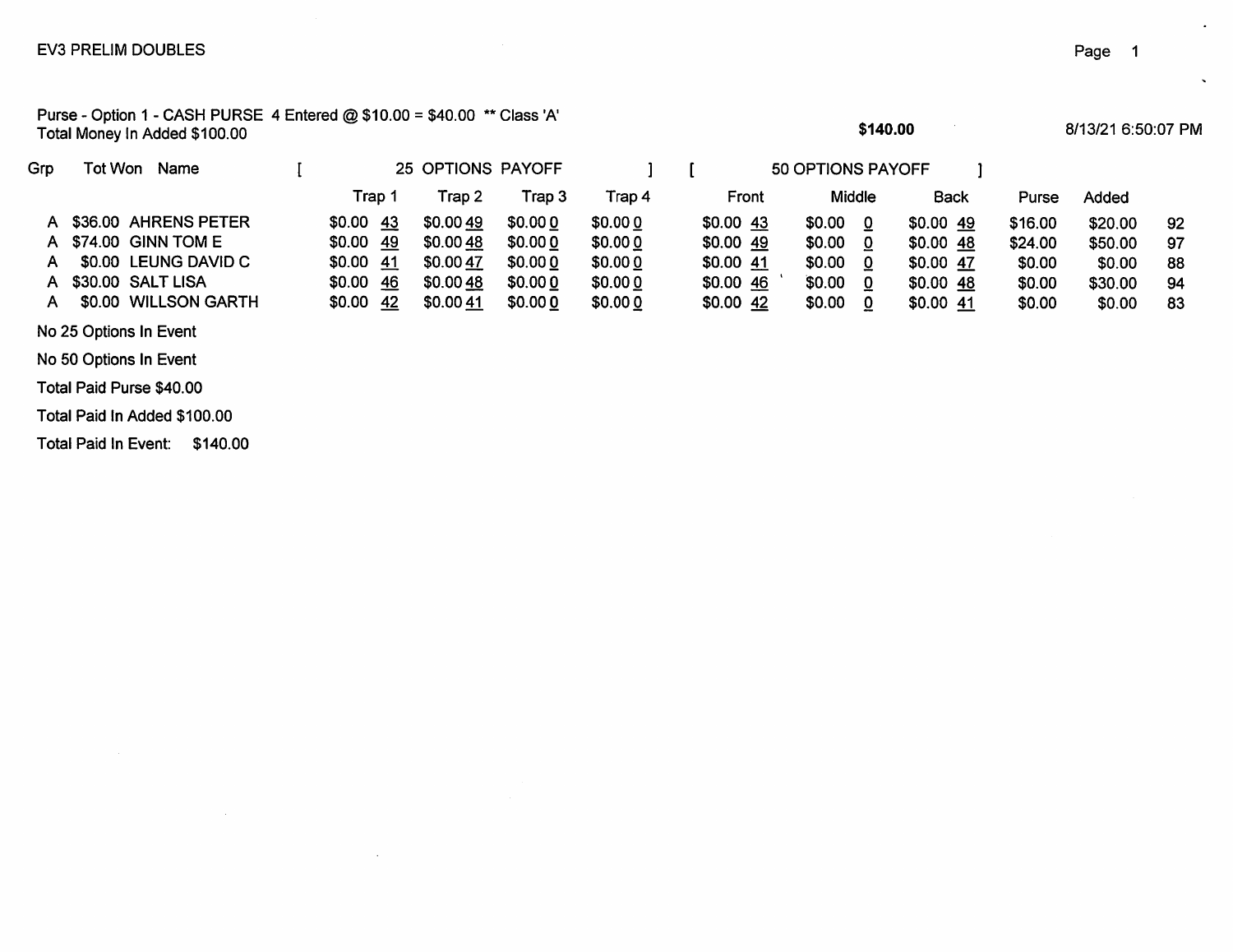EV3 PRELIM DOUBLES

Purse - Option 1 - CASH PURSE 4 Entered @ $10.00 = $40.00 ** Class 'A'
Total Money In Added $100.00

**$140.00**

8/13/21 6:50:07 PM

| Grp | Tot Won | Name | 25 OPTIONS PAYOFF | | | | 50 OPTIONS PAYOFF | | | | | |
|---|---|---|---|---|---|---|---|---|---|---|---|---|
| | | | Trap 1 | Trap 2 | Trap 3 | Trap 4 | Front | Middle | Back | Purse | Added | |
| A | $36.00 | AHRENS PETER | $0.00 43 | $0.00 49 | $0.00 0 | $0.00 0 | $0.00 43 | $0.00 0 | $0.00 49 | $16.00 | $20.00 | 92 |
| A | $74.00 | GINN TOM E | $0.00 49 | $0.00 48 | $0.00 0 | $0.00 0 | $0.00 49 | $0.00 0 | $0.00 48 | $24.00 | $50.00 | 97 |
| A | $0.00 | LEUNG DAVID C | $0.00 41 | $0.00 47 | $0.00 0 | $0.00 0 | $0.00 41 | $0.00 0 | $0.00 47 | $0.00 | $0.00 | 88 |
| A | $30.00 | SALT LISA | $0.00 46 | $0.00 48 | $0.00 0 | $0.00 0 | $0.00 46 | $0.00 0 | $0.00 48 | $0.00 | $30.00 | 94 |
| A | $0.00 | WILLSON GARTH | $0.00 42 | $0.00 41 | $0.00 0 | $0.00 0 | $0.00 42 | $0.00 0 | $0.00 41 | $0.00 | $0.00 | 83 |

No 25 Options In Event

No 50 Options In Event

Total Paid Purse $40.00

Total Paid In Added $100.00

Total Paid In Event: $140.00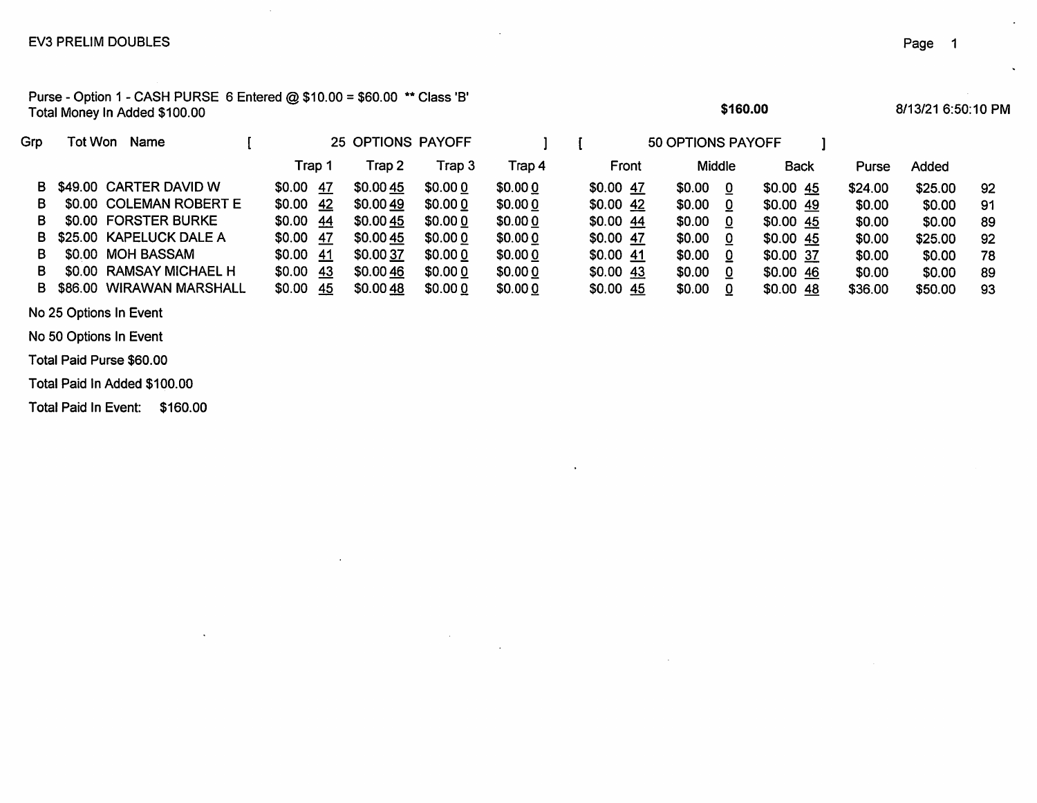EV3 PRELIM DOUBLES

Purse - Option 1 - CASH PURSE 6 Entered @ $10.00 = $60.00 ** Class 'B'
Total Money In Added $100.00

**$160.00**

8/13/21 6:50:10 PM

| Grp | Tot Won | Name | [ 25 OPTIONS PAYOFF | | | ] | [ 50 OPTIONS PAYOFF | | ] | | | |
|---|---|---|---|---|---|---|---|---|---|---|---|---|
| | | | Trap 1 | Trap 2 | Trap 3 | Trap 4 | Front | Middle | Back | Purse | Added | |
| B | $49.00 | CARTER DAVID W | $0.00 47 | $0.00 45 | $0.00 0 | $0.00 0 | $0.00 47 | $0.00 0 | $0.00 45 | $24.00 | $25.00 | 92 |
| B | $0.00 | COLEMAN ROBERT E | $0.00 42 | $0.00 49 | $0.00 0 | $0.00 0 | $0.00 42 | $0.00 0 | $0.00 49 | $0.00 | $0.00 | 91 |
| B | $0.00 | FORSTER BURKE | $0.00 44 | $0.00 45 | $0.00 0 | $0.00 0 | $0.00 44 | $0.00 0 | $0.00 45 | $0.00 | $0.00 | 89 |
| B | $25.00 | KAPELUCK DALE A | $0.00 47 | $0.00 45 | $0.00 0 | $0.00 0 | $0.00 47 | $0.00 0 | $0.00 45 | $0.00 | $25.00 | 92 |
| B | $0.00 | MOH BASSAM | $0.00 41 | $0.00 37 | $0.00 0 | $0.00 0 | $0.00 41 | $0.00 0 | $0.00 37 | $0.00 | $0.00 | 78 |
| B | $0.00 | RAMSAY MICHAEL H | $0.00 43 | $0.00 46 | $0.00 0 | $0.00 0 | $0.00 43 | $0.00 0 | $0.00 46 | $0.00 | $0.00 | 89 |
| B | $86.00 | WIRAWAN MARSHALL | $0.00 45 | $0.00 48 | $0.00 0 | $0.00 0 | $0.00 45 | $0.00 0 | $0.00 48 | $36.00 | $50.00 | 93 |

No 25 Options In Event

No 50 Options In Event

Total Paid Purse $60.00

Total Paid In Added $100.00

Total Paid In Event: $160.00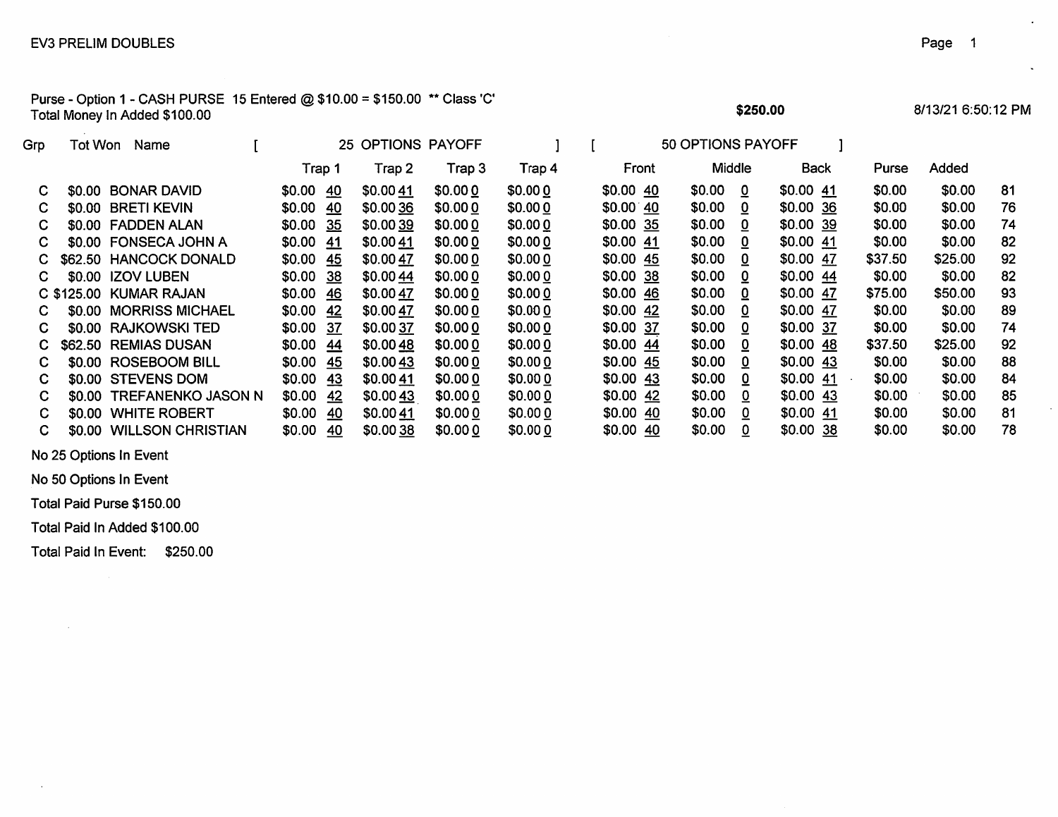EV3 PRELIM DOUBLES

Purse - Option 1 - CASH PURSE 15 Entered @ $10.00 = $150.00 ** Class 'C'
Total Money In Added $100.00

**$250.00**

8/13/21 6:50:12 PM

| Grp | Tot Won | Name | [ 25 OPTIONS PAYOFF | | | ] | [ 50 OPTIONS PAYOFF | | ] | | | |
|---|---|---|---|---|---|---|---|---|---|---|---|---|
| | | | Trap 1 | Trap 2 | Trap 3 | Trap 4 | Front | Middle | Back | Purse | Added | |
| C | $0.00 | BONAR DAVID | $0.00 40 | $0.00 41 | $0.00 0 | $0.00 0 | $0.00 40 | $0.00 0 | $0.00 41 | $0.00 | $0.00 | 81 |
| C | $0.00 | BRETI KEVIN | $0.00 40 | $0.00 36 | $0.00 0 | $0.00 0 | $0.00 40 | $0.00 0 | $0.00 36 | $0.00 | $0.00 | 76 |
| C | $0.00 | FADDEN ALAN | $0.00 35 | $0.00 39 | $0.00 0 | $0.00 0 | $0.00 35 | $0.00 0 | $0.00 39 | $0.00 | $0.00 | 74 |
| C | $0.00 | FONSECA JOHN A | $0.00 41 | $0.00 41 | $0.00 0 | $0.00 0 | $0.00 41 | $0.00 0 | $0.00 41 | $0.00 | $0.00 | 82 |
| C | $62.50 | HANCOCK DONALD | $0.00 45 | $0.00 47 | $0.00 0 | $0.00 0 | $0.00 45 | $0.00 0 | $0.00 47 | $37.50 | $25.00 | 92 |
| C | $0.00 | IZOV LUBEN | $0.00 38 | $0.00 44 | $0.00 0 | $0.00 0 | $0.00 38 | $0.00 0 | $0.00 44 | $0.00 | $0.00 | 82 |
| C | $125.00 | KUMAR RAJAN | $0.00 46 | $0.00 47 | $0.00 0 | $0.00 0 | $0.00 46 | $0.00 0 | $0.00 47 | $75.00 | $50.00 | 93 |
| C | $0.00 | MORRISS MICHAEL | $0.00 42 | $0.00 47 | $0.00 0 | $0.00 0 | $0.00 42 | $0.00 0 | $0.00 47 | $0.00 | $0.00 | 89 |
| C | $0.00 | RAJKOWSKI TED | $0.00 37 | $0.00 37 | $0.00 0 | $0.00 0 | $0.00 37 | $0.00 0 | $0.00 37 | $0.00 | $0.00 | 74 |
| C | $62.50 | REMIAS DUSAN | $0.00 44 | $0.00 48 | $0.00 0 | $0.00 0 | $0.00 44 | $0.00 0 | $0.00 48 | $37.50 | $25.00 | 92 |
| C | $0.00 | ROSEBOOM BILL | $0.00 45 | $0.00 43 | $0.00 0 | $0.00 0 | $0.00 45 | $0.00 0 | $0.00 43 | $0.00 | $0.00 | 88 |
| C | $0.00 | STEVENS DOM | $0.00 43 | $0.00 41 | $0.00 0 | $0.00 0 | $0.00 43 | $0.00 0 | $0.00 41 | $0.00 | $0.00 | 84 |
| C | $0.00 | TREFANENKO JASON N | $0.00 42 | $0.00 43 | $0.00 0 | $0.00 0 | $0.00 42 | $0.00 0 | $0.00 43 | $0.00 | $0.00 | 85 |
| C | $0.00 | WHITE ROBERT | $0.00 40 | $0.00 41 | $0.00 0 | $0.00 0 | $0.00 40 | $0.00 0 | $0.00 41 | $0.00 | $0.00 | 81 |
| C | $0.00 | WILLSON CHRISTIAN | $0.00 40 | $0.00 38 | $0.00 0 | $0.00 0 | $0.00 40 | $0.00 0 | $0.00 38 | $0.00 | $0.00 | 78 |

No 25 Options In Event

No 50 Options In Event

Total Paid Purse $150.00

Total Paid In Added $100.00

Total Paid In Event: $250.00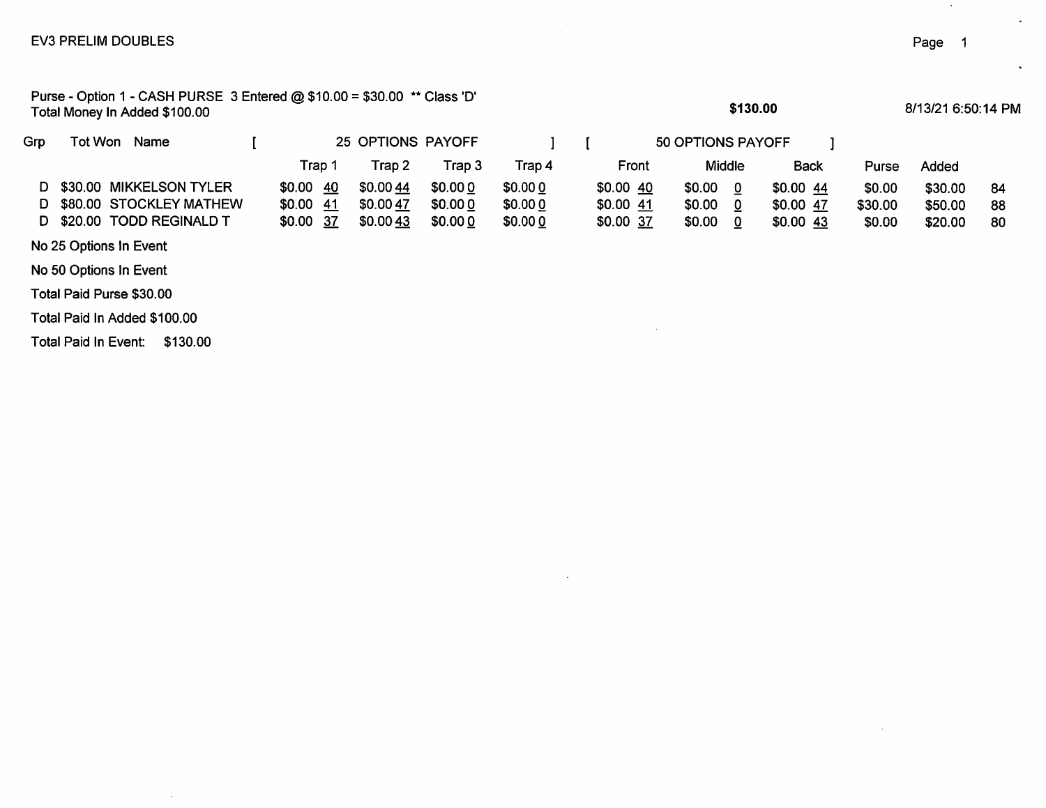EV3 PRELIM DOUBLES

Purse - Option 1 - CASH PURSE 3 Entered @ $10.00 = $30.00 ** Class 'D'
Total Money In Added $100.00

**$130.00**

8/13/21 6:50:14 PM

| Grp | Tot Won | Name | 25 OPTIONS PAYOFF | | | | 50 OPTIONS PAYOFF | | | | | |
|---|---|---|---|---|---|---|---|---|---|---|---|---|
| | | | Trap 1 | Trap 2 | Trap 3 | Trap 4 | Front | Middle | Back | Purse | Added | |
| D | $30.00 | MIKKELSON TYLER | $0.00 40 | $0.00 44 | $0.00 0 | $0.00 0 | $0.00 40 | $0.00 0 | $0.00 44 | $0.00 | $30.00 | 84 |
| D | $80.00 | STOCKLEY MATHEW | $0.00 41 | $0.00 47 | $0.00 0 | $0.00 0 | $0.00 41 | $0.00 0 | $0.00 47 | $30.00 | $50.00 | 88 |
| D | $20.00 | TODD REGINALD T | $0.00 37 | $0.00 43 | $0.00 0 | $0.00 0 | $0.00 37 | $0.00 0 | $0.00 43 | $0.00 | $20.00 | 80 |

No 25 Options In Event

No 50 Options In Event

Total Paid Purse $30.00

Total Paid In Added $100.00

Total Paid In Event: $130.00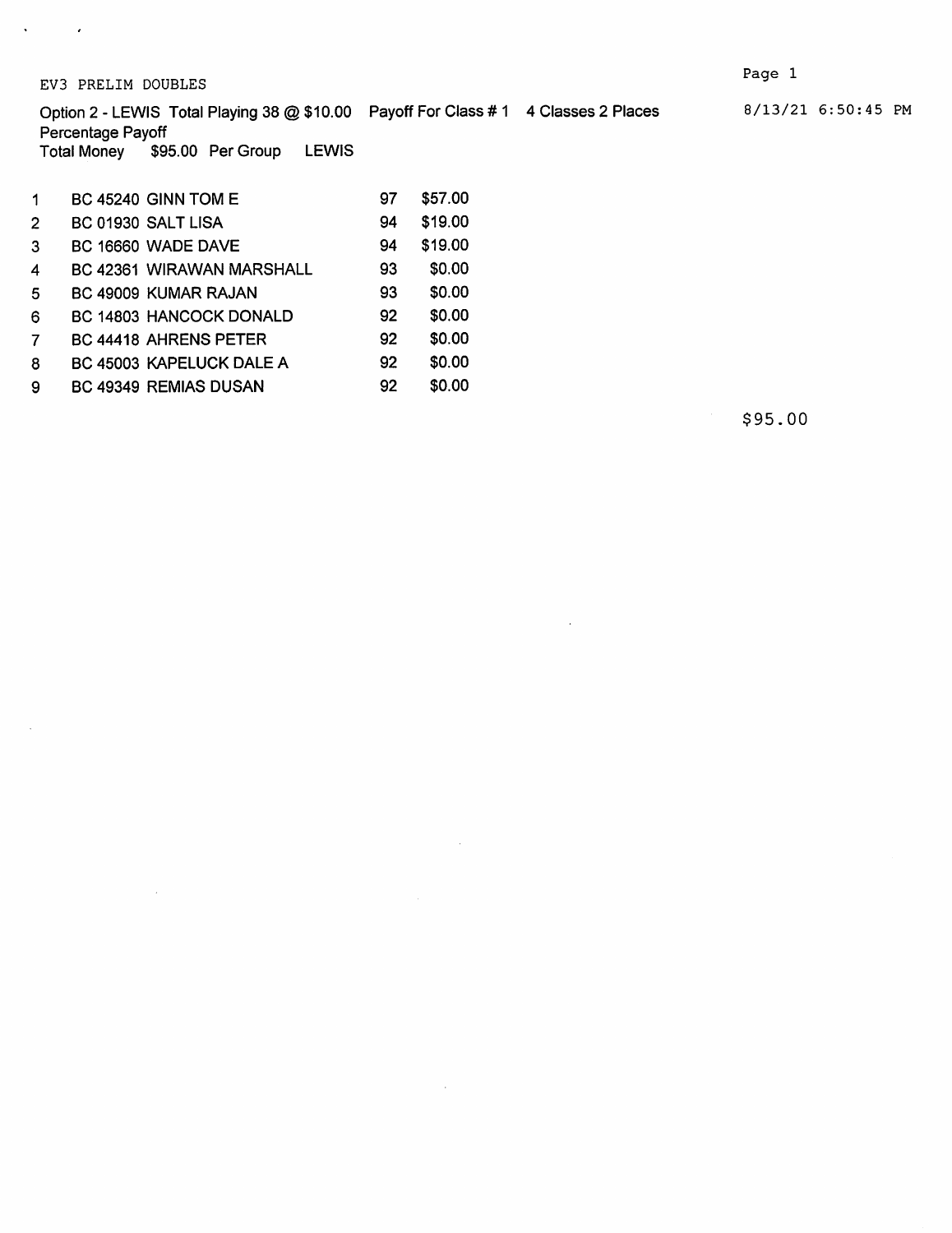EV3 PRELIM DOUBLES

8/13/21 6:50:45 PM

Option 2 - LEWIS Total Playing 38 @ $10.00 Payoff For Class # 1 4 Classes 2 Places
Percentage Payoff
Total Money $95.00 Per Group LEWIS

| | | | | |
|---|---|---|---|---|
| 1 | BC 45240 | GINN TOM E | 97 | $57.00 |
| 2 | BC 01930 | SALT LISA | 94 | $19.00 |
| 3 | BC 16660 | WADE DAVE | 94 | $19.00 |
| 4 | BC 42361 | WIRAWAN MARSHALL | 93 | $0.00 |
| 5 | BC 49009 | KUMAR RAJAN | 93 | $0.00 |
| 6 | BC 14803 | HANCOCK DONALD | 92 | $0.00 |
| 7 | BC 44418 | AHRENS PETER | 92 | $0.00 |
| 8 | BC 45003 | KAPELUCK DALE A | 92 | $0.00 |
| 9 | BC 49349 | REMIAS DUSAN | 92 | $0.00 |

$95.00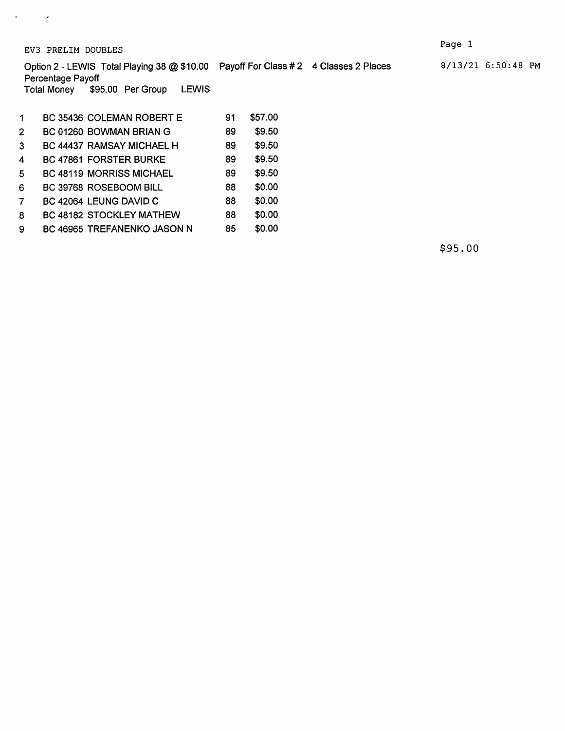EV3 PRELIM DOUBLES

Option 2 - LEWIS Total Playing 38 @ $10.00 Payoff For Class # 2 4 Classes 2 Places

8/13/21 6:50:48 PM

Percentage Payoff

Total Money $95.00 Per Group LEWIS

| | | | |
|---|---|---|---|
| 1 | BC 35436 COLEMAN ROBERT E | 91 | $57.00 |
| 2 | BC 01260 BOWMAN BRIAN G | 89 | $9.50 |
| 3 | BC 44437 RAMSAY MICHAEL H | 89 | $9.50 |
| 4 | BC 47861 FORSTER BURKE | 89 | $9.50 |
| 5 | BC 48119 MORRISS MICHAEL | 89 | $9.50 |
| 6 | BC 39768 ROSEBOOM BILL | 88 | $0.00 |
| 7 | BC 42064 LEUNG DAVID C | 88 | $0.00 |
| 8 | BC 48182 STOCKLEY MATHEW | 88 | $0.00 |
| 9 | BC 46965 TREFANENKO JASON N | 85 | $0.00 |

$95.00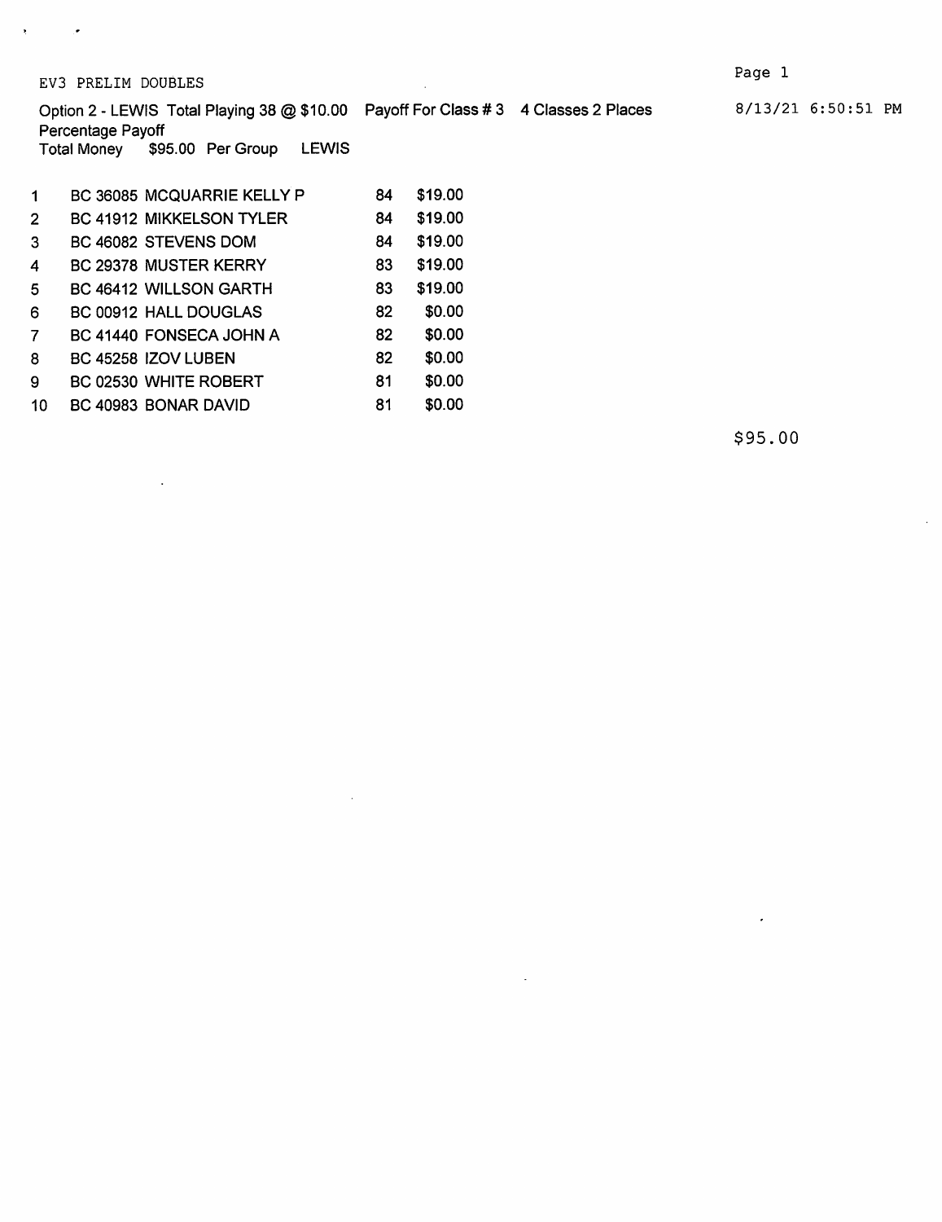EV3 PRELIM DOUBLES

Option 2 - LEWIS Total Playing 38 @ $10.00 Payoff For Class # 3 4 Classes 2 Places

8/13/21 6:50:51 PM

Percentage Payoff

Total Money $95.00 Per Group LEWIS

| | | | |
|---|---|---|---|
| 1 | BC 36085 MCQUARRIE KELLY P | 84 | $19.00 |
| 2 | BC 41912 MIKKELSON TYLER | 84 | $19.00 |
| 3 | BC 46082 STEVENS DOM | 84 | $19.00 |
| 4 | BC 29378 MUSTER KERRY | 83 | $19.00 |
| 5 | BC 46412 WILLSON GARTH | 83 | $19.00 |
| 6 | BC 00912 HALL DOUGLAS | 82 | $0.00 |
| 7 | BC 41440 FONSECA JOHN A | 82 | $0.00 |
| 8 | BC 45258 IZOV LUBEN | 82 | $0.00 |
| 9 | BC 02530 WHITE ROBERT | 81 | $0.00 |
| 10 | BC 40983 BONAR DAVID | 81 | $0.00 |

$95.00